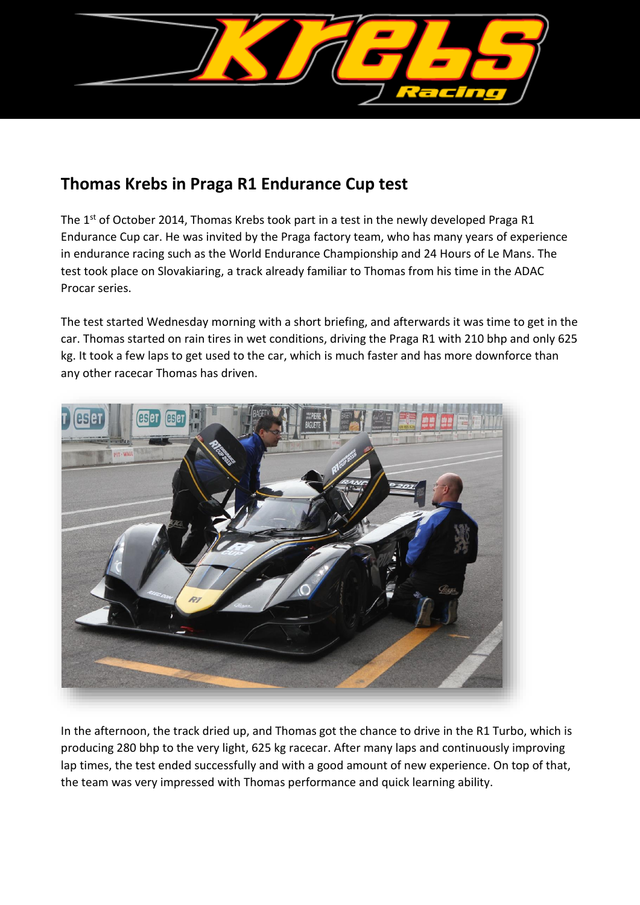# Thomas Krebs in Praga R1 Endurance Cup test

The 1st of October 2014, Thomas Krebs took part in a test in the newly developed Praga R1 Endurance Cup car. He was invited by the Praga factory team, who has many years of experience in endurance racing such as the World Endurance Championship and 24 Hours of Le Mans. The test took place on Slovakiaring, a track already familiar to Thomas from his time in the ADAC Procar series.

The test started Wednesday morning with a short briefing, and afterwards it was time to get in the car. Thomas started on rain tires in wet conditions, driving the Praga R1 with 210 bhp and only 625 kg. It took a few laps to get used to the car, which is much faster and has more downforce than any other racecar Thomas has driven.

In the afternoon, the track dried up, and Thomas got the chance to drive in the R1 Turbo, which is producing 280 bhp to the very light, 625 kg racecar. After many laps and continuously improving lap times, the test ended successfully and with a good amount of new experience. On top of that, the team was very impressed with Thomas performance and quick learning ability.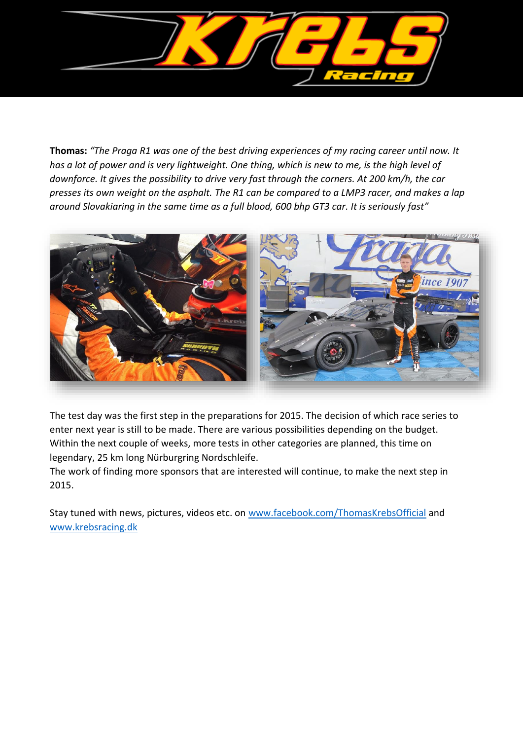**Thomas:** *"The Praga R1 was one of the best driving experiences of my racing career until now. It has a lot of power and is very lightweight. One thing, which is new to me, is the high level of downforce. It gives the possibility to drive very fast through the corners. At 200 km/h, the car presses its own weight on the asphalt. The R1 can be compared to a LMP3 racer, and makes a lap around Slovakiaring in the same time as a full blood, 600 bhp GT3 car. It is seriously fast"*

The test day was the first step in the preparations for 2015. The decision of which race series to enter next year is still to be made. There are various possibilities depending on the budget. Within the next couple of weeks, more tests in other categories are planned, this time on legendary, 25 km long Nürburgring Nordschleife.
The work of finding more sponsors that are interested will continue, to make the next step in 2015.

Stay tuned with news, pictures, videos etc. on [www.facebook.com/ThomasKrebsOfficial](http://www.facebook.com/ThomasKrebsOfficial) and [www.krebsracing.dk](http://www.krebsracing.dk)